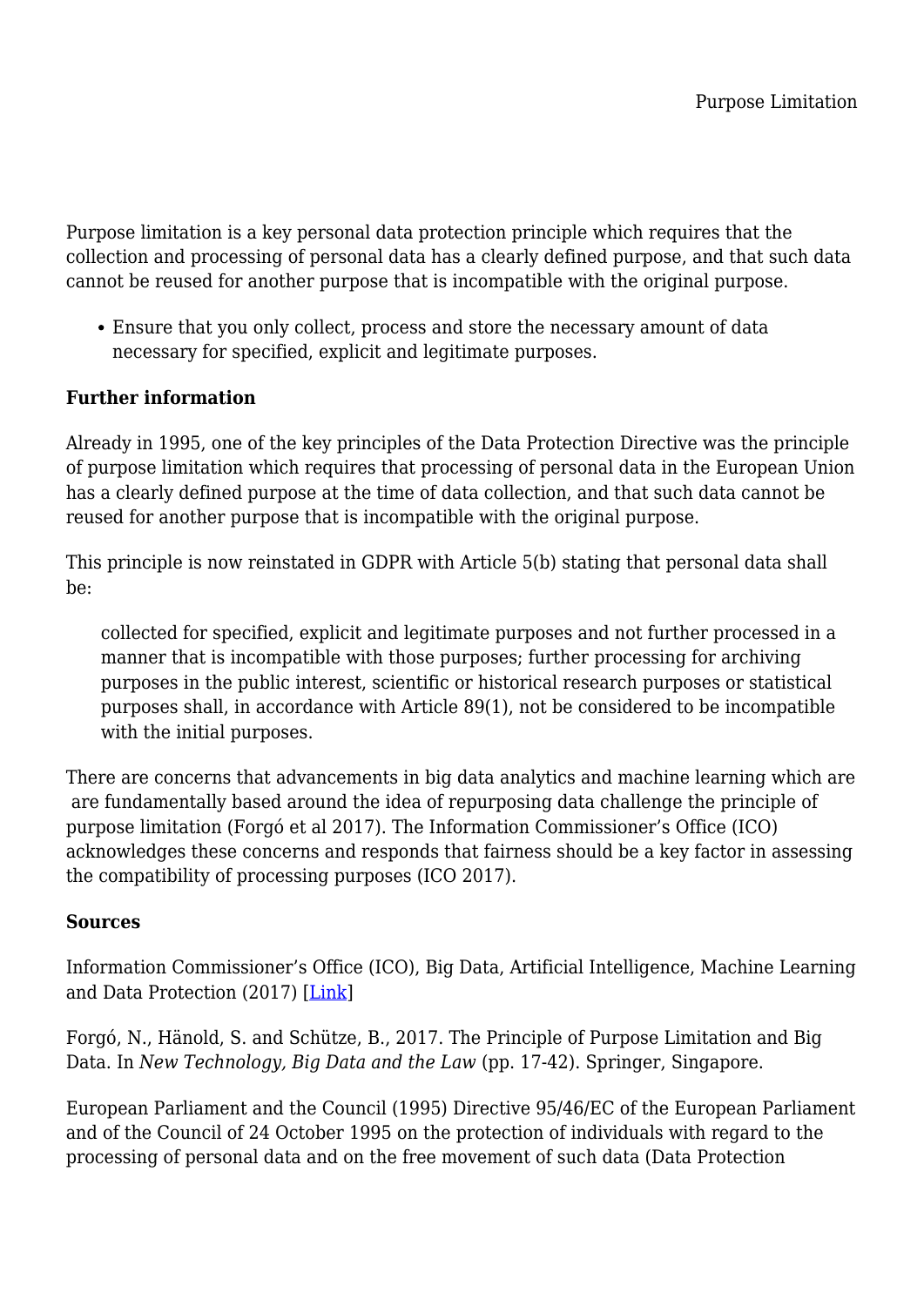Purpose limitation is a key personal data protection principle which requires that the collection and processing of personal data has a clearly defined purpose, and that such data cannot be reused for another purpose that is incompatible with the original purpose.

- Ensure that you only collect, process and store the necessary amount of data necessary for specified, explicit and legitimate purposes.

**Further information**

Already in 1995, one of the key principles of the Data Protection Directive was the principle of purpose limitation which requires that processing of personal data in the European Union has a clearly defined purpose at the time of data collection, and that such data cannot be reused for another purpose that is incompatible with the original purpose.

This principle is now reinstated in GDPR with Article 5(b) stating that personal data shall be:

> collected for specified, explicit and legitimate purposes and not further processed in a manner that is incompatible with those purposes; further processing for archiving purposes in the public interest, scientific or historical research purposes or statistical purposes shall, in accordance with Article 89(1), not be considered to be incompatible with the initial purposes.

There are concerns that advancements in big data analytics and machine learning which are are fundamentally based around the idea of repurposing data challenge the principle of purpose limitation (Forgó et al 2017). The Information Commissioner's Office (ICO) acknowledges these concerns and responds that fairness should be a key factor in assessing the compatibility of processing purposes (ICO 2017).

**Sources**

Information Commissioner's Office (ICO), Big Data, Artificial Intelligence, Machine Learning and Data Protection (2017) [Link]

Forgó, N., Hänold, S. and Schütze, B., 2017. The Principle of Purpose Limitation and Big Data. In *New Technology, Big Data and the Law* (pp. 17-42). Springer, Singapore.

European Parliament and the Council (1995) Directive 95/46/EC of the European Parliament and of the Council of 24 October 1995 on the protection of individuals with regard to the processing of personal data and on the free movement of such data (Data Protection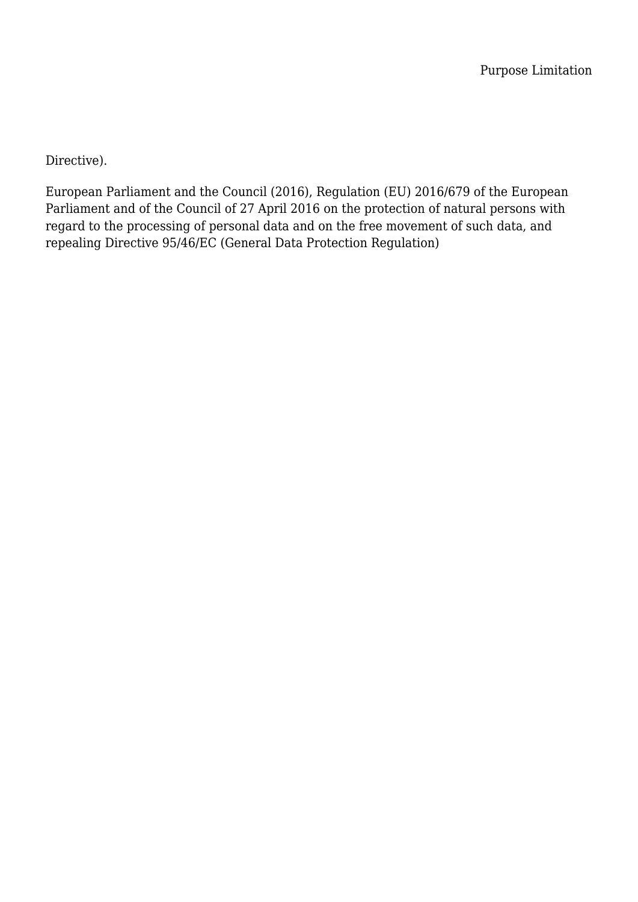Directive).

European Parliament and the Council (2016), Regulation (EU) 2016/679 of the European Parliament and of the Council of 27 April 2016 on the protection of natural persons with regard to the processing of personal data and on the free movement of such data, and repealing Directive 95/46/EC (General Data Protection Regulation)